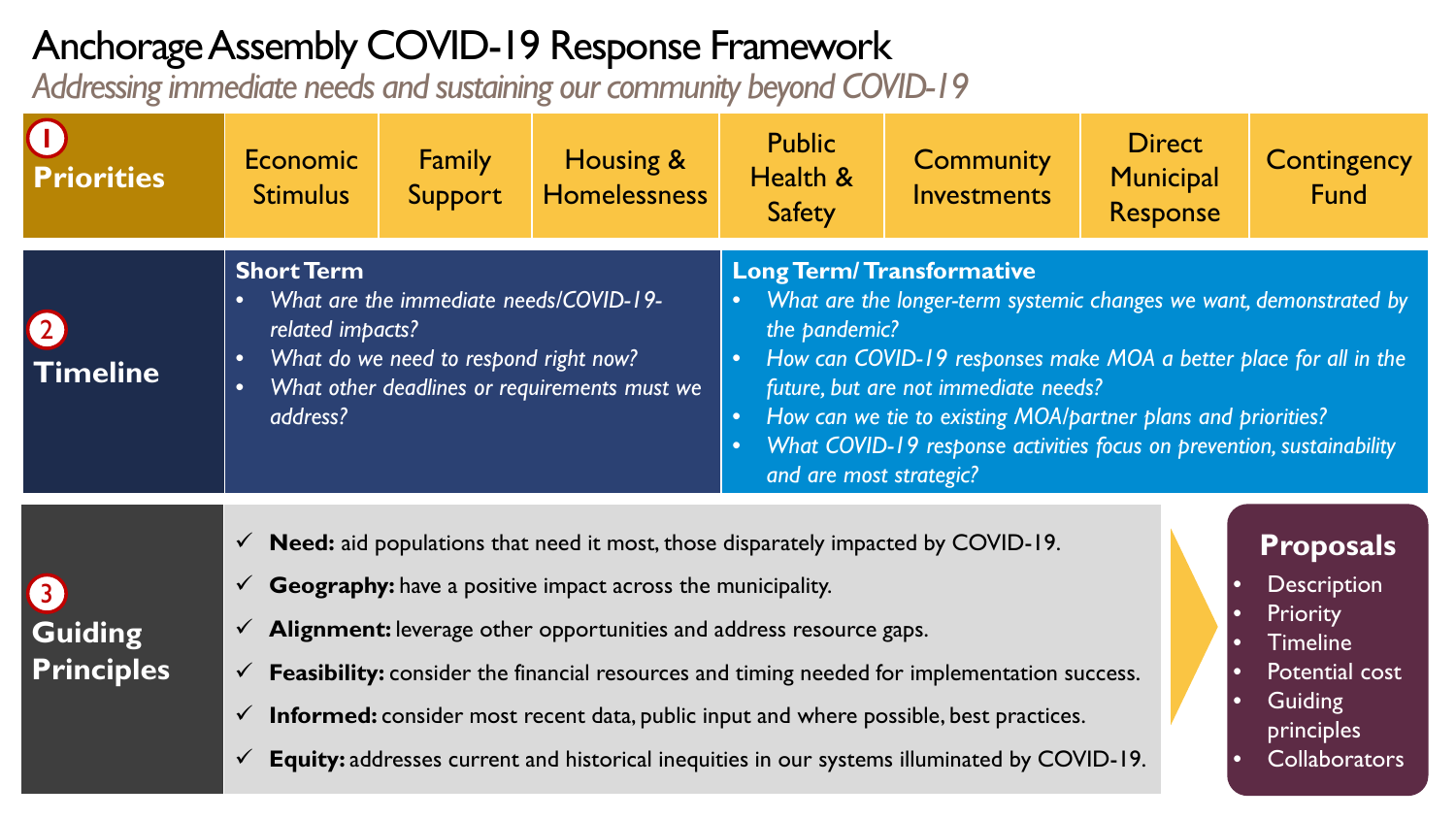# Anchorage Assembly COVID-19 Response Framework

*Addressing immediate needs and sustaining our community beyond COVID-19*

## 1 Priorities

| Economic Stimulus | Family Support | Housing & Homelessness | Public Health & Safety | Community Investments | Direct Municipal Response | Contingency Fund |
|---|---|---|---|---|---|---|

## 2 Timeline

### Short Term

- *What are the immediate needs/COVID-19-related impacts?*
- *What do we need to respond right now?*
- *What other deadlines or requirements must we address?*

### Long Term/ Transformative

- *What are the longer-term systemic changes we want, demonstrated by the pandemic?*
- *How can COVID-19 responses make MOA a better place for all in the future, but are not immediate needs?*
- *How can we tie to existing MOA/partner plans and priorities?*
- *What COVID-19 response activities focus on prevention, sustainability and are most strategic?*

## 3 Guiding Principles

- ✓ **Need:** aid populations that need it most, those disparately impacted by COVID-19.
- ✓ **Geography:** have a positive impact across the municipality.
- ✓ **Alignment:** leverage other opportunities and address resource gaps.
- ✓ **Feasibility:** consider the financial resources and timing needed for implementation success.
- ✓ **Informed:** consider most recent data, public input and where possible, best practices.
- ✓ **Equity:** addresses current and historical inequities in our systems illuminated by COVID-19.

### Proposals

- Description
- Priority
- Timeline
- Potential cost
- Guiding principles
- Collaborators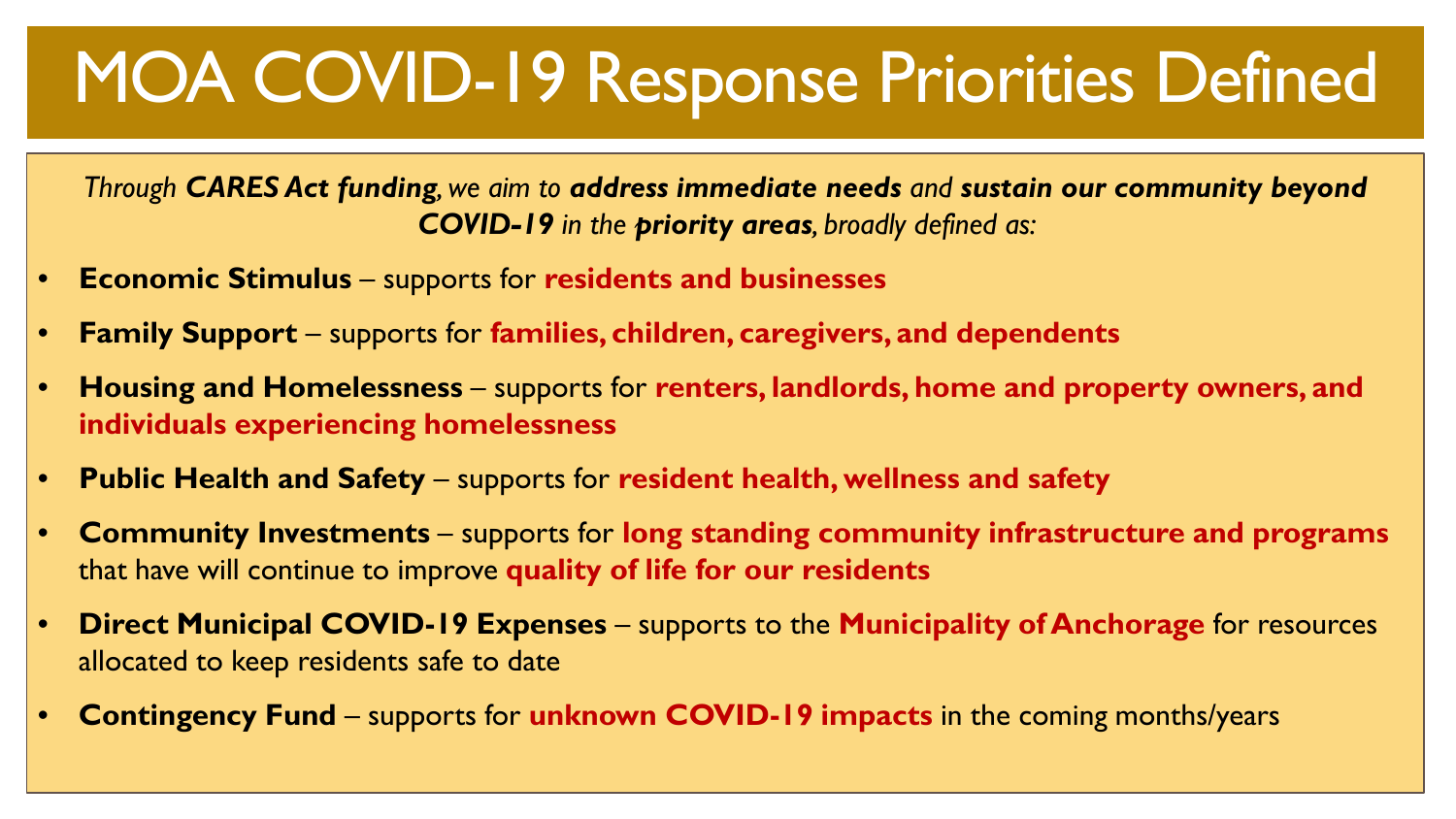# MOA COVID-19 Response Priorities Defined

*Through **CARES Act funding**, we aim to **address immediate needs** and **sustain our community beyond COVID-19** in the **priority areas**, broadly defined as:*

- **Economic Stimulus** – supports for **residents and businesses**
- **Family Support** – supports for **families, children, caregivers, and dependents**
- **Housing and Homelessness** – supports for **renters, landlords, home and property owners, and individuals experiencing homelessness**
- **Public Health and Safety** – supports for **resident health, wellness and safety**
- **Community Investments** – supports for **long standing community infrastructure and programs** that have will continue to improve **quality of life for our residents**
- **Direct Municipal COVID-19 Expenses** – supports to the **Municipality of Anchorage** for resources allocated to keep residents safe to date
- **Contingency Fund** – supports for **unknown COVID-19 impacts** in the coming months/years